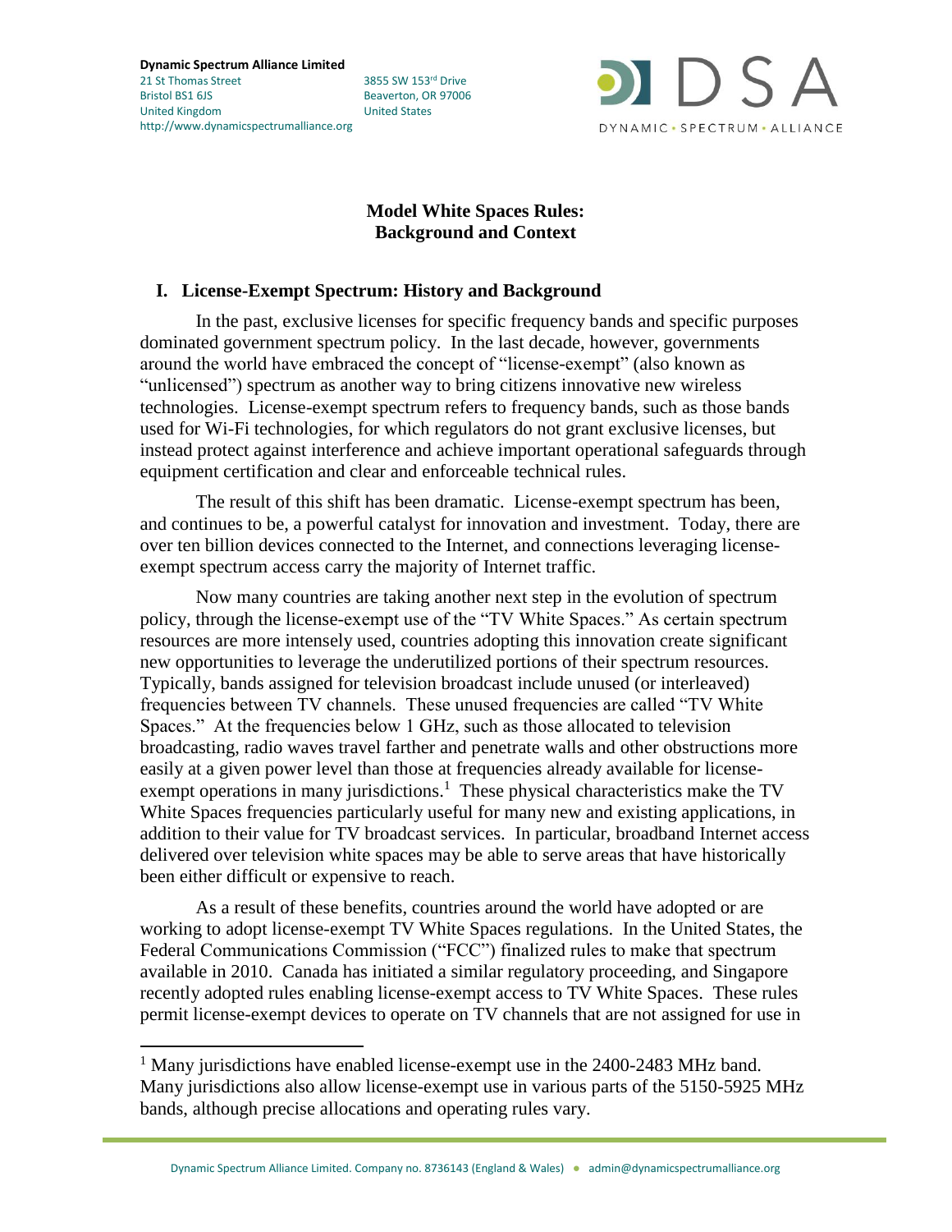**Dynamic Spectrum Alliance Limited**
21 St Thomas Street
Bristol BS1 6JS
United Kingdom
http://www.dynamicspectrumalliance.org

3855 SW 153rd Drive
Beaverton, OR 97006
United States

DSA
DYNAMIC • SPECTRUM • ALLIANCE

# Model White Spaces Rules: Background and Context

## I. License-Exempt Spectrum: History and Background

In the past, exclusive licenses for specific frequency bands and specific purposes dominated government spectrum policy. In the last decade, however, governments around the world have embraced the concept of "license-exempt" (also known as "unlicensed") spectrum as another way to bring citizens innovative new wireless technologies. License-exempt spectrum refers to frequency bands, such as those bands used for Wi-Fi technologies, for which regulators do not grant exclusive licenses, but instead protect against interference and achieve important operational safeguards through equipment certification and clear and enforceable technical rules.

The result of this shift has been dramatic. License-exempt spectrum has been, and continues to be, a powerful catalyst for innovation and investment. Today, there are over ten billion devices connected to the Internet, and connections leveraging license-exempt spectrum access carry the majority of Internet traffic.

Now many countries are taking another next step in the evolution of spectrum policy, through the license-exempt use of the "TV White Spaces." As certain spectrum resources are more intensely used, countries adopting this innovation create significant new opportunities to leverage the underutilized portions of their spectrum resources. Typically, bands assigned for television broadcast include unused (or interleaved) frequencies between TV channels. These unused frequencies are called "TV White Spaces." At the frequencies below 1 GHz, such as those allocated to television broadcasting, radio waves travel farther and penetrate walls and other obstructions more easily at a given power level than those at frequencies already available for license-exempt operations in many jurisdictions.[1] These physical characteristics make the TV White Spaces frequencies particularly useful for many new and existing applications, in addition to their value for TV broadcast services. In particular, broadband Internet access delivered over television white spaces may be able to serve areas that have historically been either difficult or expensive to reach.

As a result of these benefits, countries around the world have adopted or are working to adopt license-exempt TV White Spaces regulations. In the United States, the Federal Communications Commission ("FCC") finalized rules to make that spectrum available in 2010. Canada has initiated a similar regulatory proceeding, and Singapore recently adopted rules enabling license-exempt access to TV White Spaces. These rules permit license-exempt devices to operate on TV channels that are not assigned for use in

---

[1] Many jurisdictions have enabled license-exempt use in the 2400-2483 MHz band. Many jurisdictions also allow license-exempt use in various parts of the 5150-5925 MHz bands, although precise allocations and operating rules vary.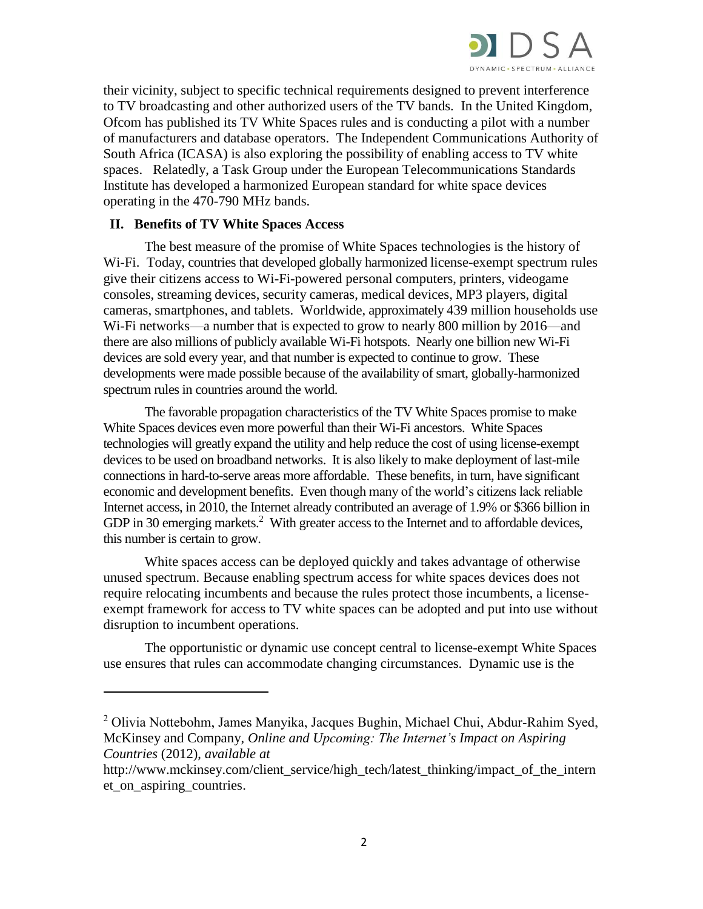their vicinity, subject to specific technical requirements designed to prevent interference to TV broadcasting and other authorized users of the TV bands. In the United Kingdom, Ofcom has published its TV White Spaces rules and is conducting a pilot with a number of manufacturers and database operators. The Independent Communications Authority of South Africa (ICASA) is also exploring the possibility of enabling access to TV white spaces. Relatedly, a Task Group under the European Telecommunications Standards Institute has developed a harmonized European standard for white space devices operating in the 470-790 MHz bands.

## II. Benefits of TV White Spaces Access

The best measure of the promise of White Spaces technologies is the history of Wi-Fi. Today, countries that developed globally harmonized license-exempt spectrum rules give their citizens access to Wi-Fi-powered personal computers, printers, videogame consoles, streaming devices, security cameras, medical devices, MP3 players, digital cameras, smartphones, and tablets. Worldwide, approximately 439 million households use Wi-Fi networks—a number that is expected to grow to nearly 800 million by 2016—and there are also millions of publicly available Wi-Fi hotspots. Nearly one billion new Wi-Fi devices are sold every year, and that number is expected to continue to grow. These developments were made possible because of the availability of smart, globally-harmonized spectrum rules in countries around the world.

The favorable propagation characteristics of the TV White Spaces promise to make White Spaces devices even more powerful than their Wi-Fi ancestors. White Spaces technologies will greatly expand the utility and help reduce the cost of using license-exempt devices to be used on broadband networks. It is also likely to make deployment of last-mile connections in hard-to-serve areas more affordable. These benefits, in turn, have significant economic and development benefits. Even though many of the world's citizens lack reliable Internet access, in 2010, the Internet already contributed an average of 1.9% or $366 billion in GDP in 30 emerging markets.[2] With greater access to the Internet and to affordable devices, this number is certain to grow.

White spaces access can be deployed quickly and takes advantage of otherwise unused spectrum. Because enabling spectrum access for white spaces devices does not require relocating incumbents and because the rules protect those incumbents, a license-exempt framework for access to TV white spaces can be adopted and put into use without disruption to incumbent operations.

The opportunistic or dynamic use concept central to license-exempt White Spaces use ensures that rules can accommodate changing circumstances. Dynamic use is the

---

[2] Olivia Nottebohm, James Manyika, Jacques Bughin, Michael Chui, Abdur-Rahim Syed, McKinsey and Company, *Online and Upcoming: The Internet's Impact on Aspiring Countries* (2012), *available at* http://www.mckinsey.com/client_service/high_tech/latest_thinking/impact_of_the_internet_on_aspiring_countries.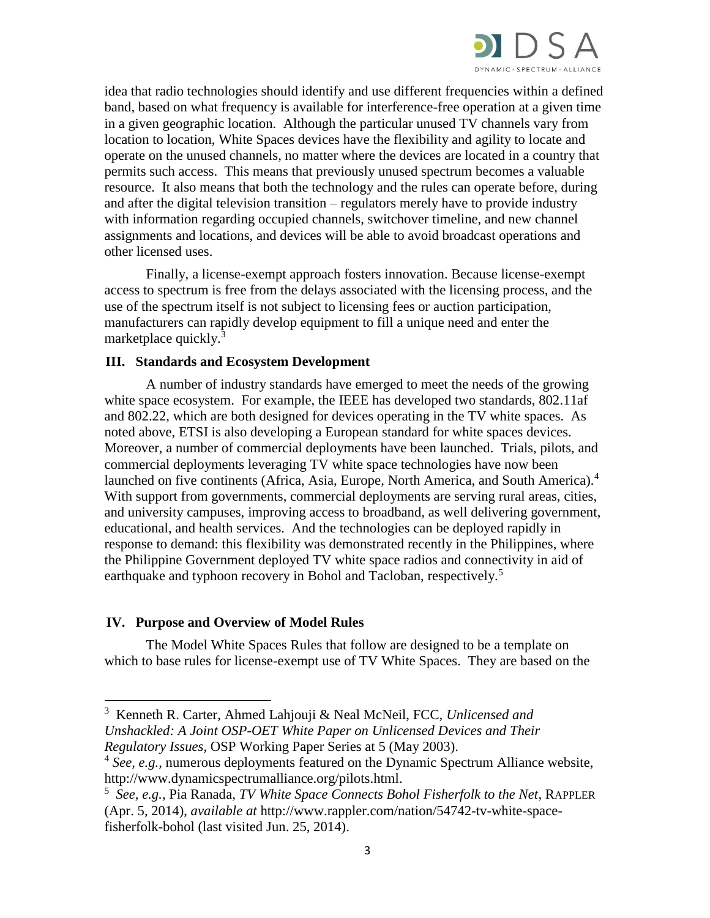idea that radio technologies should identify and use different frequencies within a defined band, based on what frequency is available for interference-free operation at a given time in a given geographic location. Although the particular unused TV channels vary from location to location, White Spaces devices have the flexibility and agility to locate and operate on the unused channels, no matter where the devices are located in a country that permits such access. This means that previously unused spectrum becomes a valuable resource. It also means that both the technology and the rules can operate before, during and after the digital television transition – regulators merely have to provide industry with information regarding occupied channels, switchover timeline, and new channel assignments and locations, and devices will be able to avoid broadcast operations and other licensed uses.

Finally, a license-exempt approach fosters innovation. Because license-exempt access to spectrum is free from the delays associated with the licensing process, and the use of the spectrum itself is not subject to licensing fees or auction participation, manufacturers can rapidly develop equipment to fill a unique need and enter the marketplace quickly.[3]

## III. Standards and Ecosystem Development

A number of industry standards have emerged to meet the needs of the growing white space ecosystem. For example, the IEEE has developed two standards, 802.11af and 802.22, which are both designed for devices operating in the TV white spaces. As noted above, ETSI is also developing a European standard for white spaces devices. Moreover, a number of commercial deployments have been launched. Trials, pilots, and commercial deployments leveraging TV white space technologies have now been launched on five continents (Africa, Asia, Europe, North America, and South America).[4] With support from governments, commercial deployments are serving rural areas, cities, and university campuses, improving access to broadband, as well delivering government, educational, and health services. And the technologies can be deployed rapidly in response to demand: this flexibility was demonstrated recently in the Philippines, where the Philippine Government deployed TV white space radios and connectivity in aid of earthquake and typhoon recovery in Bohol and Tacloban, respectively.[5]

## IV. Purpose and Overview of Model Rules

The Model White Spaces Rules that follow are designed to be a template on which to base rules for license-exempt use of TV White Spaces. They are based on the

---

[3] Kenneth R. Carter, Ahmed Lahjouji & Neal McNeil, FCC, *Unlicensed and Unshackled: A Joint OSP-OET White Paper on Unlicensed Devices and Their Regulatory Issues*, OSP Working Paper Series at 5 (May 2003).

[4] *See, e.g.*, numerous deployments featured on the Dynamic Spectrum Alliance website, http://www.dynamicspectrumalliance.org/pilots.html.

[5] *See, e.g.*, Pia Ranada, *TV White Space Connects Bohol Fisherfolk to the Net*, RAPPLER (Apr. 5, 2014), *available at* http://www.rappler.com/nation/54742-tv-white-space-fisherfolk-bohol (last visited Jun. 25, 2014).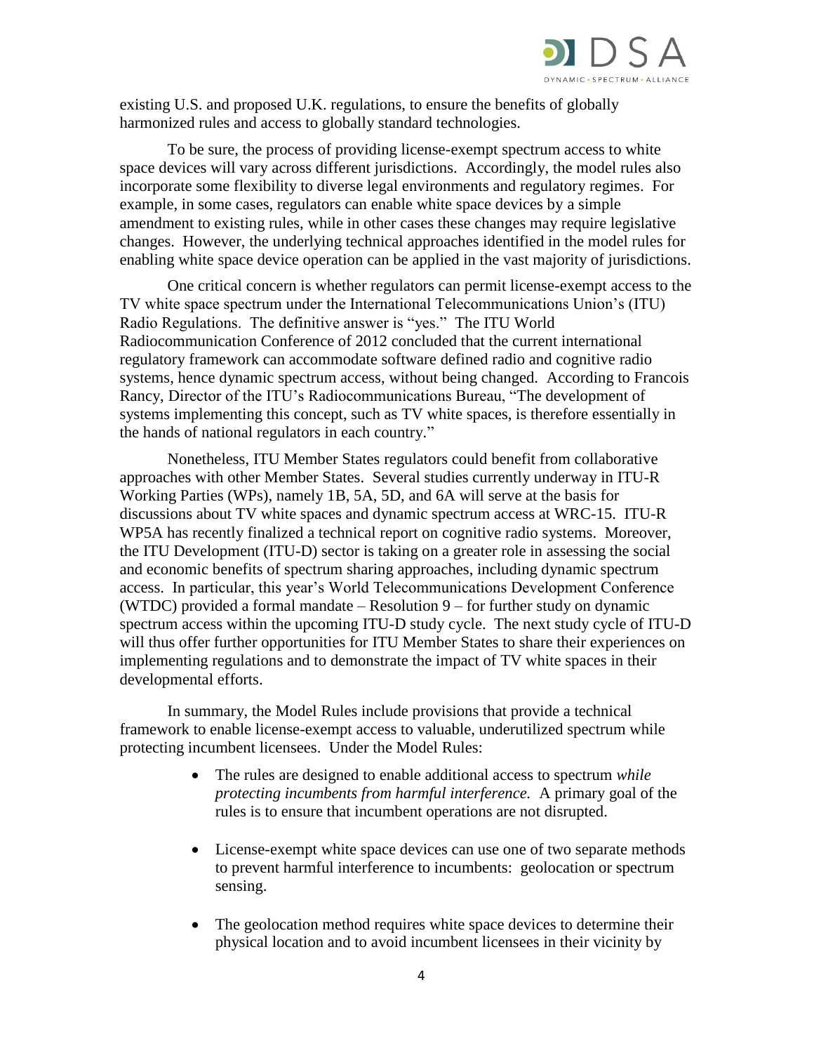existing U.S. and proposed U.K. regulations, to ensure the benefits of globally harmonized rules and access to globally standard technologies.

To be sure, the process of providing license-exempt spectrum access to white space devices will vary across different jurisdictions. Accordingly, the model rules also incorporate some flexibility to diverse legal environments and regulatory regimes. For example, in some cases, regulators can enable white space devices by a simple amendment to existing rules, while in other cases these changes may require legislative changes. However, the underlying technical approaches identified in the model rules for enabling white space device operation can be applied in the vast majority of jurisdictions.

One critical concern is whether regulators can permit license-exempt access to the TV white space spectrum under the International Telecommunications Union's (ITU) Radio Regulations. The definitive answer is "yes." The ITU World Radiocommunication Conference of 2012 concluded that the current international regulatory framework can accommodate software defined radio and cognitive radio systems, hence dynamic spectrum access, without being changed. According to Francois Rancy, Director of the ITU's Radiocommunications Bureau, "The development of systems implementing this concept, such as TV white spaces, is therefore essentially in the hands of national regulators in each country."

Nonetheless, ITU Member States regulators could benefit from collaborative approaches with other Member States. Several studies currently underway in ITU-R Working Parties (WPs), namely 1B, 5A, 5D, and 6A will serve at the basis for discussions about TV white spaces and dynamic spectrum access at WRC-15. ITU-R WP5A has recently finalized a technical report on cognitive radio systems. Moreover, the ITU Development (ITU-D) sector is taking on a greater role in assessing the social and economic benefits of spectrum sharing approaches, including dynamic spectrum access. In particular, this year's World Telecommunications Development Conference (WTDC) provided a formal mandate – Resolution 9 – for further study on dynamic spectrum access within the upcoming ITU-D study cycle. The next study cycle of ITU-D will thus offer further opportunities for ITU Member States to share their experiences on implementing regulations and to demonstrate the impact of TV white spaces in their developmental efforts.

In summary, the Model Rules include provisions that provide a technical framework to enable license-exempt access to valuable, underutilized spectrum while protecting incumbent licensees. Under the Model Rules:

- The rules are designed to enable additional access to spectrum *while protecting incumbents from harmful interference.* A primary goal of the rules is to ensure that incumbent operations are not disrupted.
- License-exempt white space devices can use one of two separate methods to prevent harmful interference to incumbents: geolocation or spectrum sensing.
- The geolocation method requires white space devices to determine their physical location and to avoid incumbent licensees in their vicinity by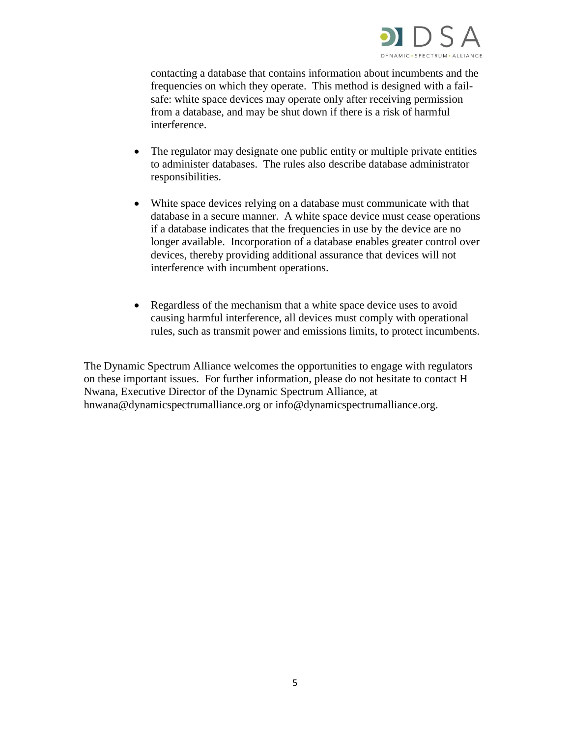contacting a database that contains information about incumbents and the frequencies on which they operate. This method is designed with a fail-safe: white space devices may operate only after receiving permission from a database, and may be shut down if there is a risk of harmful interference.

- The regulator may designate one public entity or multiple private entities to administer databases. The rules also describe database administrator responsibilities.

- White space devices relying on a database must communicate with that database in a secure manner. A white space device must cease operations if a database indicates that the frequencies in use by the device are no longer available. Incorporation of a database enables greater control over devices, thereby providing additional assurance that devices will not interference with incumbent operations.

- Regardless of the mechanism that a white space device uses to avoid causing harmful interference, all devices must comply with operational rules, such as transmit power and emissions limits, to protect incumbents.

The Dynamic Spectrum Alliance welcomes the opportunities to engage with regulators on these important issues. For further information, please do not hesitate to contact H Nwana, Executive Director of the Dynamic Spectrum Alliance, at hnwana@dynamicspectrumalliance.org or info@dynamicspectrumalliance.org.